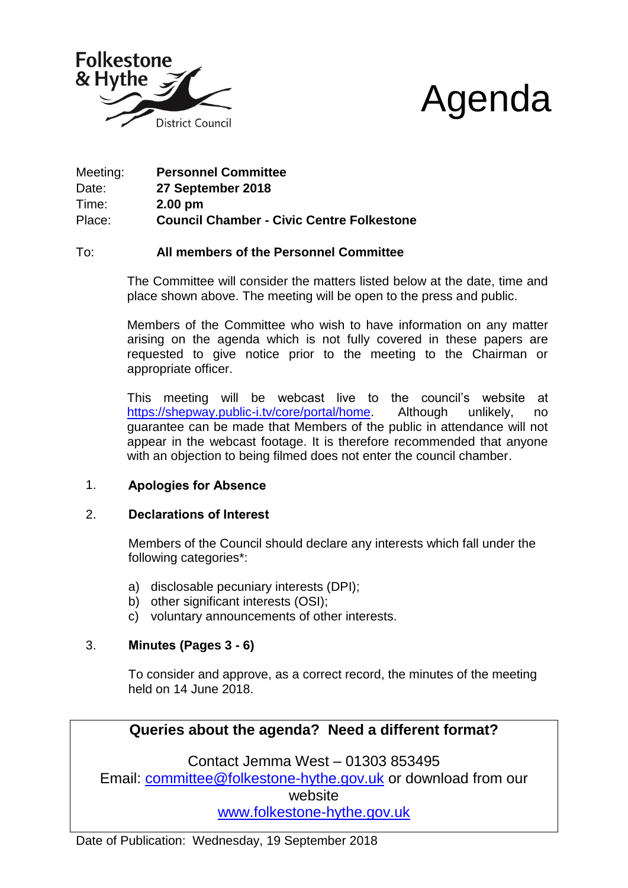Folkestone & Hythe District Council

# Agenda

| | |
|---|---|
| Meeting: | **Personnel Committee** |
| Date: | **27 September 2018** |
| Time: | **2.00 pm** |
| Place: | **Council Chamber - Civic Centre Folkestone** |

To: **All members of the Personnel Committee**

The Committee will consider the matters listed below at the date, time and place shown above. The meeting will be open to the press and public.

Members of the Committee who wish to have information on any matter arising on the agenda which is not fully covered in these papers are requested to give notice prior to the meeting to the Chairman or appropriate officer.

This meeting will be webcast live to the council's website at https://shepway.public-i.tv/core/portal/home. Although unlikely, no guarantee can be made that Members of the public in attendance will not appear in the webcast footage. It is therefore recommended that anyone with an objection to being filmed does not enter the council chamber.

1. **Apologies for Absence**

2. **Declarations of Interest**

   Members of the Council should declare any interests which fall under the following categories*:

   a) disclosable pecuniary interests (DPI);
   b) other significant interests (OSI);
   c) voluntary announcements of other interests.

3. **Minutes (Pages 3 - 6)**

   To consider and approve, as a correct record, the minutes of the meeting held on 14 June 2018.

**Queries about the agenda? Need a different format?**

Contact Jemma West – 01303 853495
Email: committee@folkestone-hythe.gov.uk or download from our website
www.folkestone-hythe.gov.uk

Date of Publication: Wednesday, 19 September 2018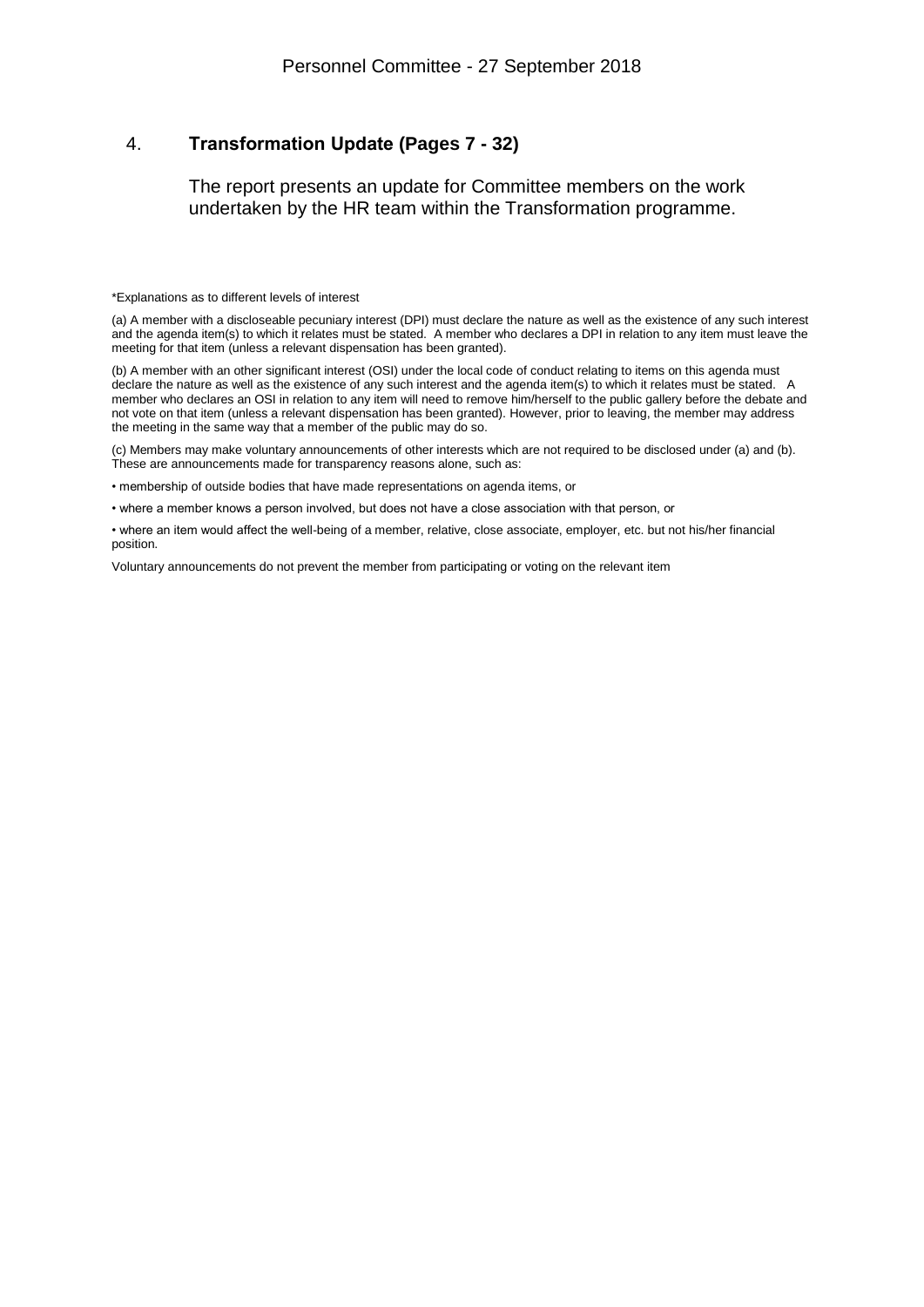4. **Transformation Update (Pages 7 - 32)**

The report presents an update for Committee members on the work undertaken by the HR team within the Transformation programme.

*Explanations as to different levels of interest

(a) A member with a discloseable pecuniary interest (DPI) must declare the nature as well as the existence of any such interest and the agenda item(s) to which it relates must be stated. A member who declares a DPI in relation to any item must leave the meeting for that item (unless a relevant dispensation has been granted).

(b) A member with an other significant interest (OSI) under the local code of conduct relating to items on this agenda must declare the nature as well as the existence of any such interest and the agenda item(s) to which it relates must be stated. A member who declares an OSI in relation to any item will need to remove him/herself to the public gallery before the debate and not vote on that item (unless a relevant dispensation has been granted). However, prior to leaving, the member may address the meeting in the same way that a member of the public may do so.

(c) Members may make voluntary announcements of other interests which are not required to be disclosed under (a) and (b). These are announcements made for transparency reasons alone, such as:

• membership of outside bodies that have made representations on agenda items, or

• where a member knows a person involved, but does not have a close association with that person, or

• where an item would affect the well-being of a member, relative, close associate, employer, etc. but not his/her financial position.

Voluntary announcements do not prevent the member from participating or voting on the relevant item